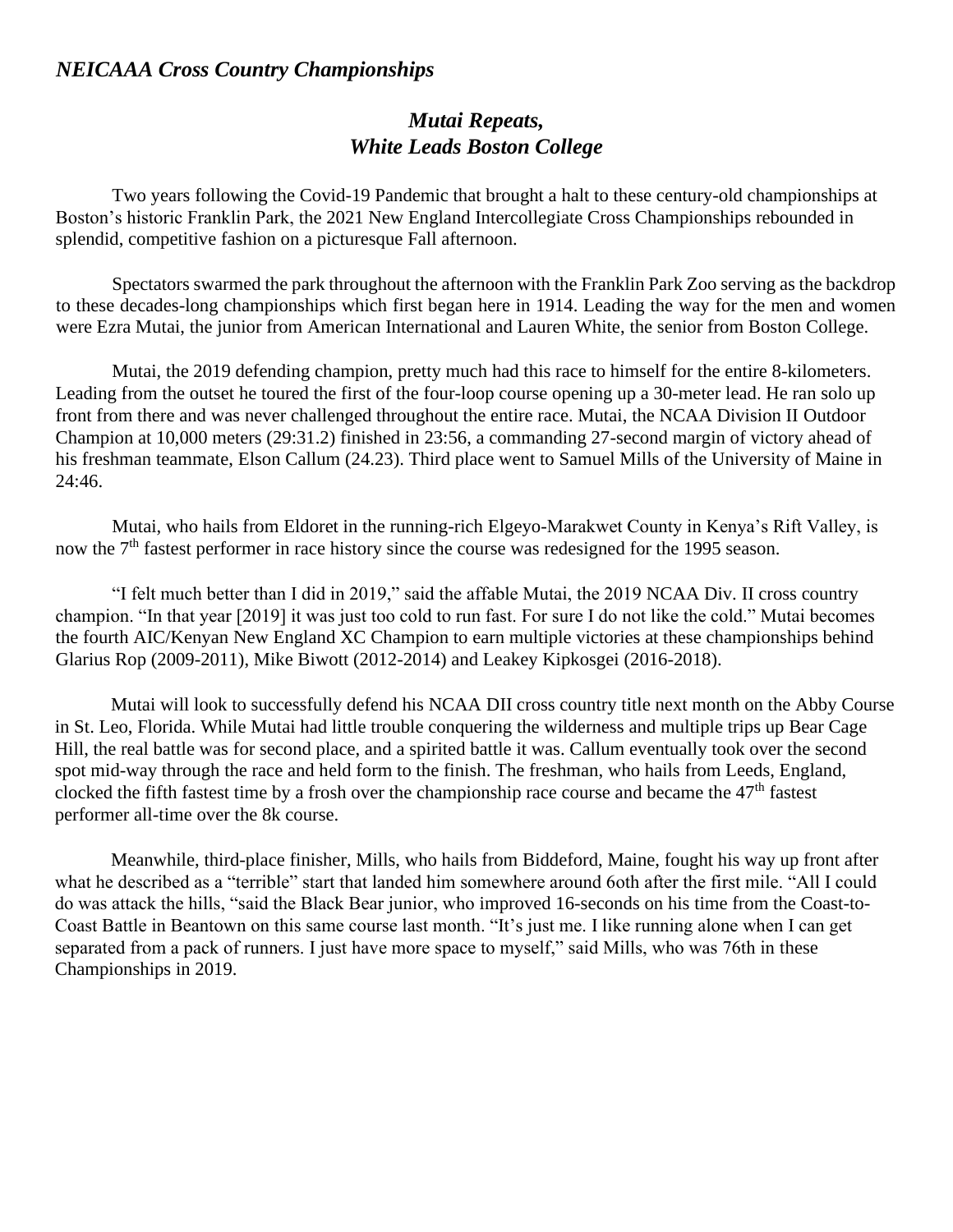*NEICAAA Cross Country Championships*

## *Mutai Repeats,*
## *White Leads Boston College*

Two years following the Covid-19 Pandemic that brought a halt to these century-old championships at Boston's historic Franklin Park, the 2021 New England Intercollegiate Cross Championships rebounded in splendid, competitive fashion on a picturesque Fall afternoon.

Spectators swarmed the park throughout the afternoon with the Franklin Park Zoo serving as the backdrop to these decades-long championships which first began here in 1914. Leading the way for the men and women were Ezra Mutai, the junior from American International and Lauren White, the senior from Boston College.

Mutai, the 2019 defending champion, pretty much had this race to himself for the entire 8-kilometers. Leading from the outset he toured the first of the four-loop course opening up a 30-meter lead. He ran solo up front from there and was never challenged throughout the entire race. Mutai, the NCAA Division II Outdoor Champion at 10,000 meters (29:31.2) finished in 23:56, a commanding 27-second margin of victory ahead of his freshman teammate, Elson Callum (24.23). Third place went to Samuel Mills of the University of Maine in 24:46.

Mutai, who hails from Eldoret in the running-rich Elgeyo-Marakwet County in Kenya's Rift Valley, is now the 7th fastest performer in race history since the course was redesigned for the 1995 season.

"I felt much better than I did in 2019," said the affable Mutai, the 2019 NCAA Div. II cross country champion. "In that year [2019] it was just too cold to run fast. For sure I do not like the cold." Mutai becomes the fourth AIC/Kenyan New England XC Champion to earn multiple victories at these championships behind Glarius Rop (2009-2011), Mike Biwott (2012-2014) and Leakey Kipkosgei (2016-2018).

Mutai will look to successfully defend his NCAA DII cross country title next month on the Abby Course in St. Leo, Florida. While Mutai had little trouble conquering the wilderness and multiple trips up Bear Cage Hill, the real battle was for second place, and a spirited battle it was. Callum eventually took over the second spot mid-way through the race and held form to the finish. The freshman, who hails from Leeds, England, clocked the fifth fastest time by a frosh over the championship race course and became the 47th fastest performer all-time over the 8k course.

Meanwhile, third-place finisher, Mills, who hails from Biddeford, Maine, fought his way up front after what he described as a "terrible" start that landed him somewhere around 6oth after the first mile. "All I could do was attack the hills, "said the Black Bear junior, who improved 16-seconds on his time from the Coast-to-Coast Battle in Beantown on this same course last month. "It's just me. I like running alone when I can get separated from a pack of runners. I just have more space to myself," said Mills, who was 76th in these Championships in 2019.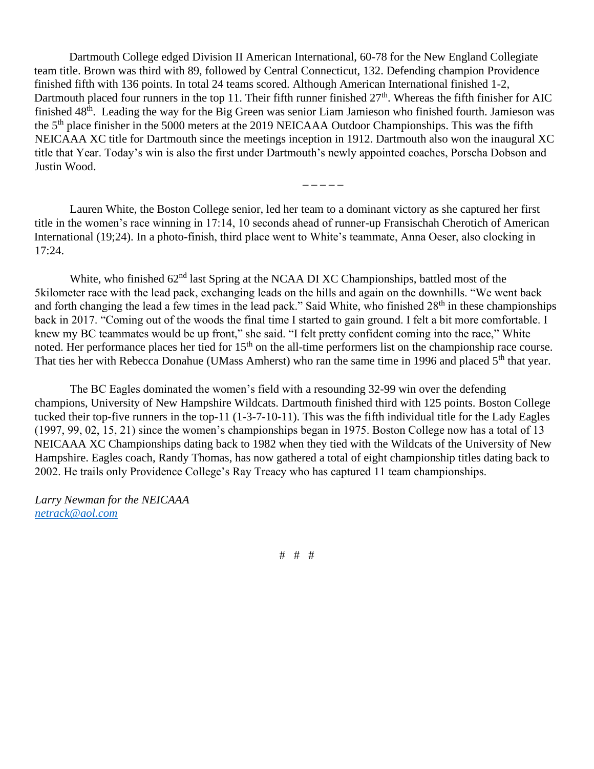Dartmouth College edged Division II American International, 60-78 for the New England Collegiate team title. Brown was third with 89, followed by Central Connecticut, 132. Defending champion Providence finished fifth with 136 points. In total 24 teams scored. Although American International finished 1-2, Dartmouth placed four runners in the top 11. Their fifth runner finished 27th. Whereas the fifth finisher for AIC finished 48th. Leading the way for the Big Green was senior Liam Jamieson who finished fourth. Jamieson was the 5th place finisher in the 5000 meters at the 2019 NEICAAA Outdoor Championships. This was the fifth NEICAAA XC title for Dartmouth since the meetings inception in 1912. Dartmouth also won the inaugural XC title that Year. Today's win is also the first under Dartmouth's newly appointed coaches, Porscha Dobson and Justin Wood.

\_ \_ \_ \_ \_

Lauren White, the Boston College senior, led her team to a dominant victory as she captured her first title in the women's race winning in 17:14, 10 seconds ahead of runner-up Fransischah Cherotich of American International (19;24). In a photo-finish, third place went to White's teammate, Anna Oeser, also clocking in 17:24.

White, who finished 62nd last Spring at the NCAA DI XC Championships, battled most of the 5kilometer race with the lead pack, exchanging leads on the hills and again on the downhills. "We went back and forth changing the lead a few times in the lead pack." Said White, who finished 28th in these championships back in 2017. "Coming out of the woods the final time I started to gain ground. I felt a bit more comfortable. I knew my BC teammates would be up front," she said. "I felt pretty confident coming into the race," White noted. Her performance places her tied for 15th on the all-time performers list on the championship race course. That ties her with Rebecca Donahue (UMass Amherst) who ran the same time in 1996 and placed 5th that year.

The BC Eagles dominated the women's field with a resounding 32-99 win over the defending champions, University of New Hampshire Wildcats. Dartmouth finished third with 125 points. Boston College tucked their top-five runners in the top-11 (1-3-7-10-11). This was the fifth individual title for the Lady Eagles (1997, 99, 02, 15, 21) since the women's championships began in 1975. Boston College now has a total of 13 NEICAAA XC Championships dating back to 1982 when they tied with the Wildcats of the University of New Hampshire. Eagles coach, Randy Thomas, has now gathered a total of eight championship titles dating back to 2002. He trails only Providence College's Ray Treacy who has captured 11 team championships.

*Larry Newman for the NEICAAA*
*netrack@aol.com*

# # #